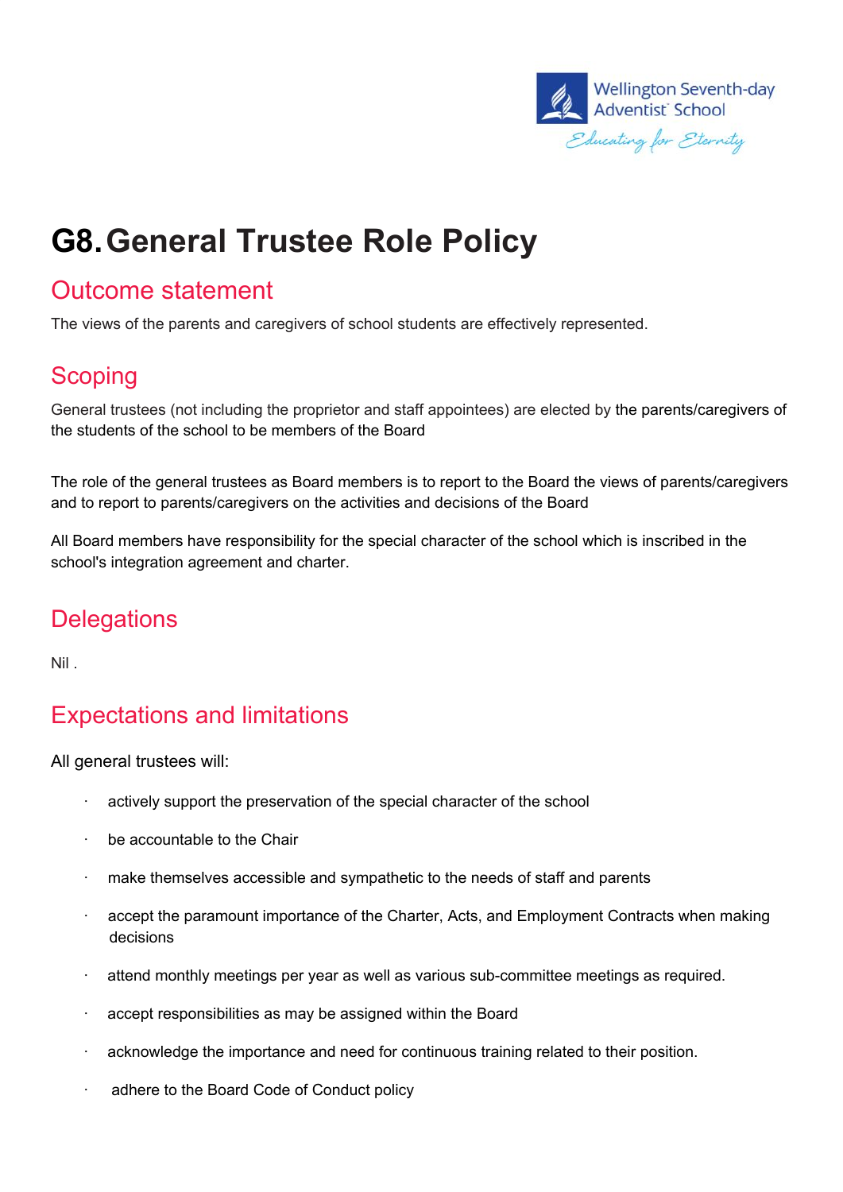# G8. General Trustee Role Policy

## Outcome statement

The views of the parents and caregivers of school students are effectively represented.

## Scoping

General trustees (not including the proprietor and staff appointees) are elected by the parents/caregivers of the students of the school to be members of the Board

The role of the general trustees as Board members is to report to the Board the views of parents/caregivers and to report to parents/caregivers on the activities and decisions of the Board

All Board members have responsibility for the special character of the school which is inscribed in the school's integration agreement and charter.

## Delegations

Nil .

## Expectations and limitations

All general trustees will:

- actively support the preservation of the special character of the school
- be accountable to the Chair
- make themselves accessible and sympathetic to the needs of staff and parents
- accept the paramount importance of the Charter, Acts, and Employment Contracts when making decisions
- attend monthly meetings per year as well as various sub-committee meetings as required.
- accept responsibilities as may be assigned within the Board
- acknowledge the importance and need for continuous training related to their position.
- adhere to the Board Code of Conduct policy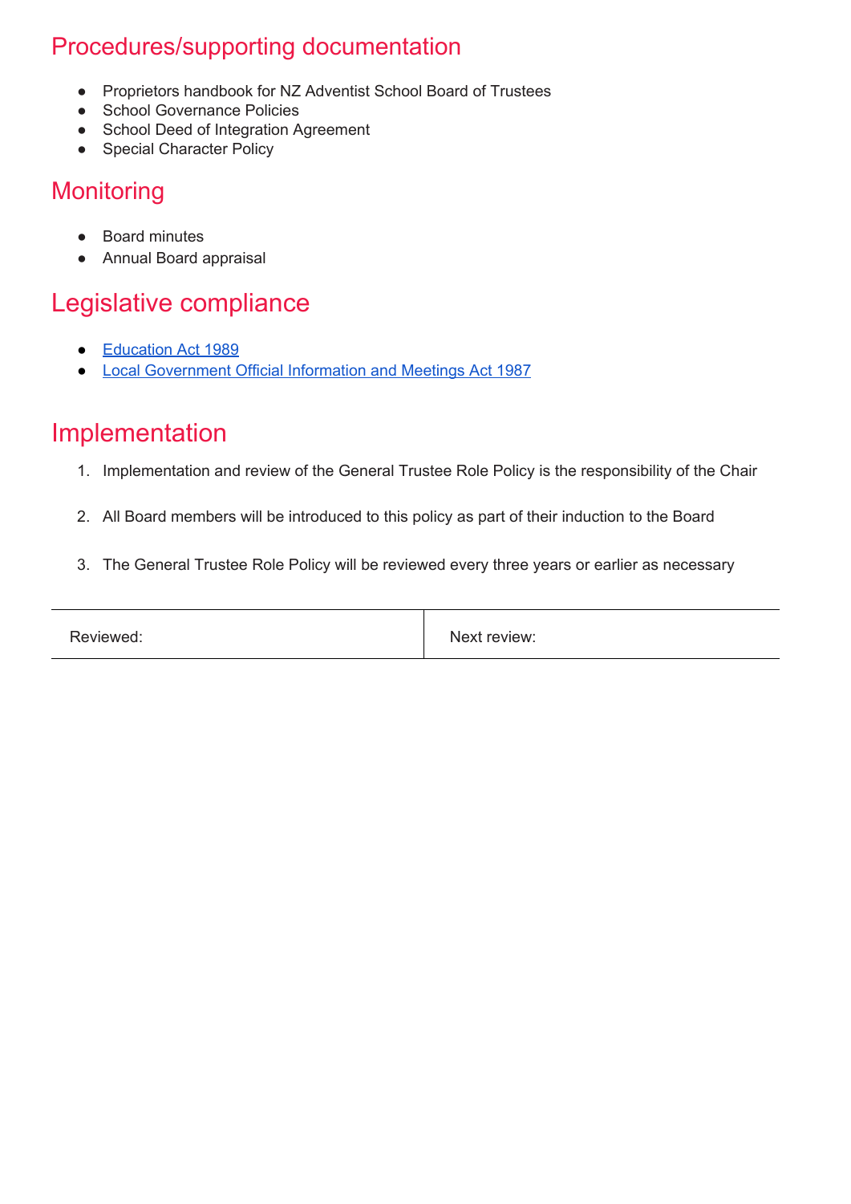## Procedures/supporting documentation

- Proprietors handbook for NZ Adventist School Board of Trustees
- School Governance Policies
- School Deed of Integration Agreement
- Special Character Policy

## Monitoring

- Board minutes
- Annual Board appraisal

## Legislative compliance

- Education Act 1989
- Local Government Official Information and Meetings Act 1987

## Implementation

1. Implementation and review of the General Trustee Role Policy is the responsibility of the Chair
2. All Board members will be introduced to this policy as part of their induction to the Board
3. The General Trustee Role Policy will be reviewed every three years or earlier as necessary

| | |
|---|---|
| Reviewed: | Next review: |